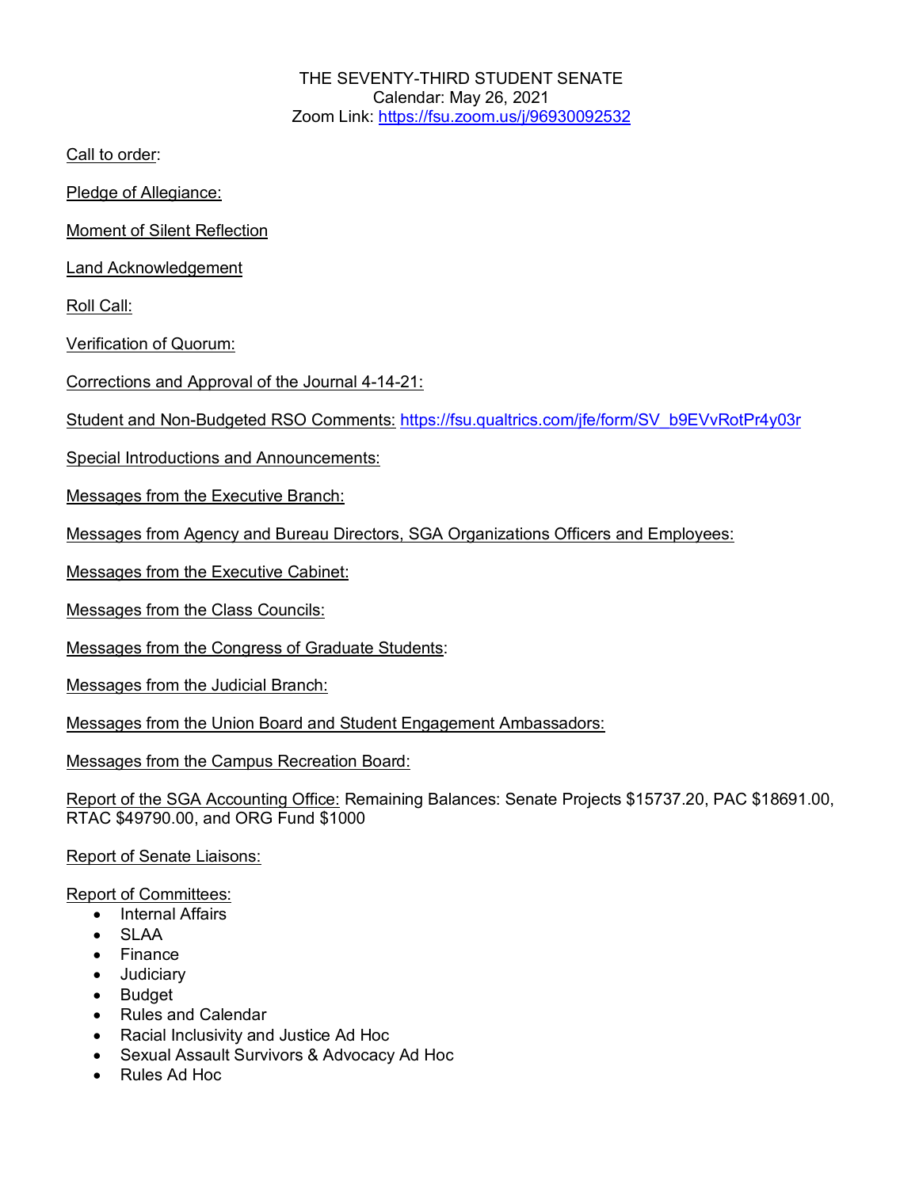THE SEVENTY-THIRD STUDENT SENATE

Calendar: May 26, 2021

Zoom Link: https://fsu.zoom.us/j/96930092532

Call to order:

Pledge of Allegiance:

Moment of Silent Reflection

Land Acknowledgement

Roll Call:

Verification of Quorum:

Corrections and Approval of the Journal 4-14-21:

Student and Non-Budgeted RSO Comments: https://fsu.qualtrics.com/jfe/form/SV_b9EVvRotPr4y03r

Special Introductions and Announcements:

Messages from the Executive Branch:

Messages from Agency and Bureau Directors, SGA Organizations Officers and Employees:

Messages from the Executive Cabinet:

Messages from the Class Councils:

Messages from the Congress of Graduate Students:

Messages from the Judicial Branch:

Messages from the Union Board and Student Engagement Ambassadors:

Messages from the Campus Recreation Board:

Report of the SGA Accounting Office: Remaining Balances: Senate Projects $15737.20, PAC $18691.00, RTAC $49790.00, and ORG Fund $1000

Report of Senate Liaisons:

Report of Committees:

- Internal Affairs
- SLAA
- Finance
- Judiciary
- Budget
- Rules and Calendar
- Racial Inclusivity and Justice Ad Hoc
- Sexual Assault Survivors & Advocacy Ad Hoc
- Rules Ad Hoc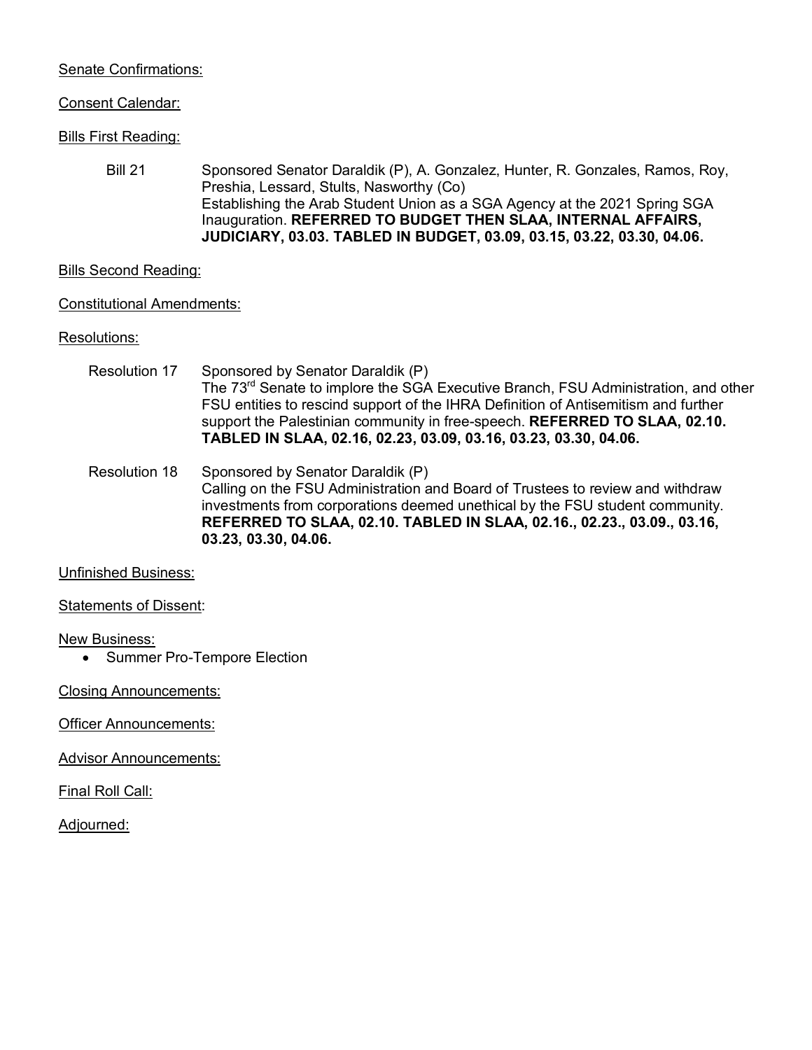Senate Confirmations:

Consent Calendar:

Bills First Reading:

Bill 21 Sponsored Senator Daraldik (P), A. Gonzalez, Hunter, R. Gonzales, Ramos, Roy, Preshia, Lessard, Stults, Nasworthy (Co)
Establishing the Arab Student Union as a SGA Agency at the 2021 Spring SGA Inauguration. **REFERRED TO BUDGET THEN SLAA, INTERNAL AFFAIRS, JUDICIARY, 03.03. TABLED IN BUDGET, 03.09, 03.15, 03.22, 03.30, 04.06.**

Bills Second Reading:

Constitutional Amendments:

Resolutions:

Resolution 17 Sponsored by Senator Daraldik (P)
The 73rd Senate to implore the SGA Executive Branch, FSU Administration, and other FSU entities to rescind support of the IHRA Definition of Antisemitism and further support the Palestinian community in free-speech. **REFERRED TO SLAA, 02.10. TABLED IN SLAA, 02.16, 02.23, 03.09, 03.16, 03.23, 03.30, 04.06.**

Resolution 18 Sponsored by Senator Daraldik (P)
Calling on the FSU Administration and Board of Trustees to review and withdraw investments from corporations deemed unethical by the FSU student community. **REFERRED TO SLAA, 02.10. TABLED IN SLAA, 02.16., 02.23., 03.09., 03.16, 03.23, 03.30, 04.06.**

Unfinished Business:

Statements of Dissent:

New Business:

- Summer Pro-Tempore Election

Closing Announcements:

Officer Announcements:

Advisor Announcements:

Final Roll Call:

Adjourned: